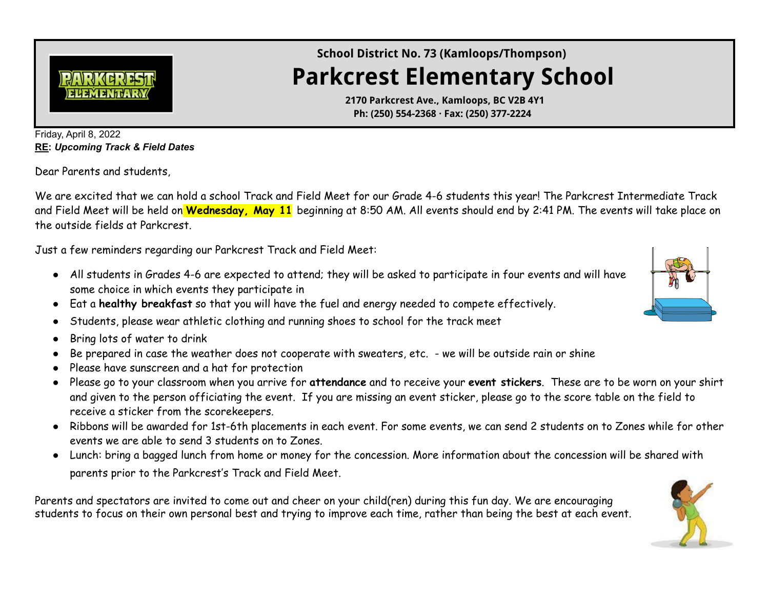School District No. 73 (Kamloops/Thompson)

# Parkcrest Elementary School

**2170 Parkcrest Ave., Kamloops, BC V2B 4Y1**
**Ph: (250) 554-2368 · Fax: (250) 377-2224**

Friday, April 8, 2022
**RE: *Upcoming Track & Field Dates***

Dear Parents and students,

We are excited that we can hold a school Track and Field Meet for our Grade 4-6 students this year! The Parkcrest Intermediate Track and Field Meet will be held on **Wednesday, May 11** beginning at 8:50 AM. All events should end by 2:41 PM. The events will take place on the outside fields at Parkcrest.

Just a few reminders regarding our Parkcrest Track and Field Meet:

- All students in Grades 4-6 are expected to attend; they will be asked to participate in four events and will have some choice in which events they participate in
- Eat a **healthy breakfast** so that you will have the fuel and energy needed to compete effectively.
- Students, please wear athletic clothing and running shoes to school for the track meet
- Bring lots of water to drink
- Be prepared in case the weather does not cooperate with sweaters, etc. - we will be outside rain or shine
- Please have sunscreen and a hat for protection
- Please go to your classroom when you arrive for **attendance** and to receive your **event stickers**. These are to be worn on your shirt and given to the person officiating the event. If you are missing an event sticker, please go to the score table on the field to receive a sticker from the scorekeepers.
- Ribbons will be awarded for 1st-6th placements in each event. For some events, we can send 2 students on to Zones while for other events we are able to send 3 students on to Zones.
- Lunch: bring a bagged lunch from home or money for the concession. More information about the concession will be shared with parents prior to the Parkcrest's Track and Field Meet.

Parents and spectators are invited to come out and cheer on your child(ren) during this fun day. We are encouraging students to focus on their own personal best and trying to improve each time, rather than being the best at each event.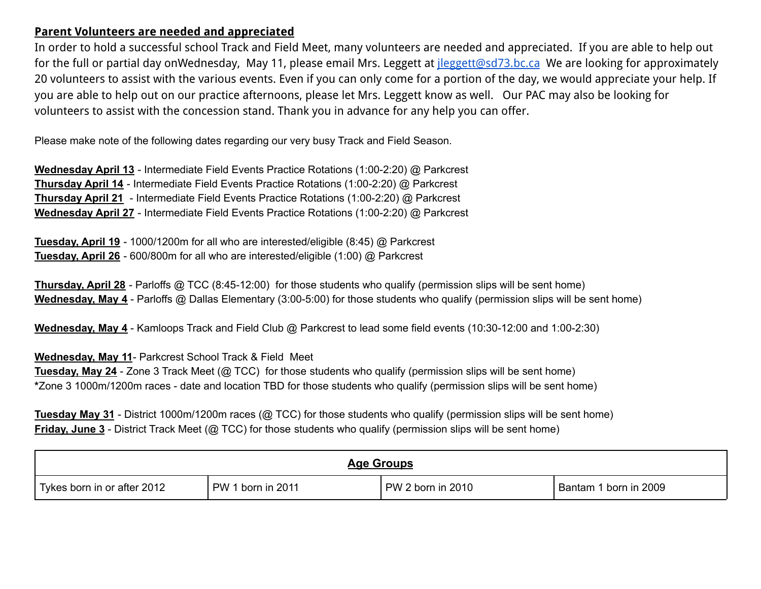**<u>Parent Volunteers are needed and appreciated</u>**

In order to hold a successful school Track and Field Meet, many volunteers are needed and appreciated. If you are able to help out for the full or partial day onWednesday, May 11, please email Mrs. Leggett at [jleggett@sd73.bc.ca](mailto:jleggett@sd73.bc.ca) We are looking for approximately 20 volunteers to assist with the various events. Even if you can only come for a portion of the day, we would appreciate your help. If you are able to help out on our practice afternoons, please let Mrs. Leggett know as well. Our PAC may also be looking for volunteers to assist with the concession stand. Thank you in advance for any help you can offer.

Please make note of the following dates regarding our very busy Track and Field Season.

**<u>Wednesday April 13</u>** - Intermediate Field Events Practice Rotations (1:00-2:20) @ Parkcrest
**<u>Thursday April 14</u>** - Intermediate Field Events Practice Rotations (1:00-2:20) @ Parkcrest
**<u>Thursday April 21</u>** - Intermediate Field Events Practice Rotations (1:00-2:20) @ Parkcrest
**<u>Wednesday April 27</u>** - Intermediate Field Events Practice Rotations (1:00-2:20) @ Parkcrest

**<u>Tuesday, April 19</u>** - 1000/1200m for all who are interested/eligible (8:45) @ Parkcrest
**<u>Tuesday, April 26</u>** - 600/800m for all who are interested/eligible (1:00) @ Parkcrest

**<u>Thursday, April 28</u>** - Parloffs @ TCC (8:45-12:00) for those students who qualify (permission slips will be sent home)
**<u>Wednesday, May 4</u>** - Parloffs @ Dallas Elementary (3:00-5:00) for those students who qualify (permission slips will be sent home)

**<u>Wednesday, May 4</u>** - Kamloops Track and Field Club @ Parkcrest to lead some field events (10:30-12:00 and 1:00-2:30)

**<u>Wednesday, May 11</u>**- Parkcrest School Track & Field Meet
**<u>Tuesday, May 24</u>** - Zone 3 Track Meet (@ TCC) for those students who qualify (permission slips will be sent home)
*Zone 3 1000m/1200m races - date and location TBD for those students who qualify (permission slips will be sent home)

**<u>Tuesday May 31</u>** - District 1000m/1200m races (@ TCC) for those students who qualify (permission slips will be sent home)
**<u>Friday, June 3</u>** - District Track Meet (@ TCC) for those students who qualify (permission slips will be sent home)

| **<u>Age Groups</u>** | | | |
|---|---|---|---|
| Tykes born in or after 2012 | PW 1 born in 2011 | PW 2 born in 2010 | Bantam 1 born in 2009 |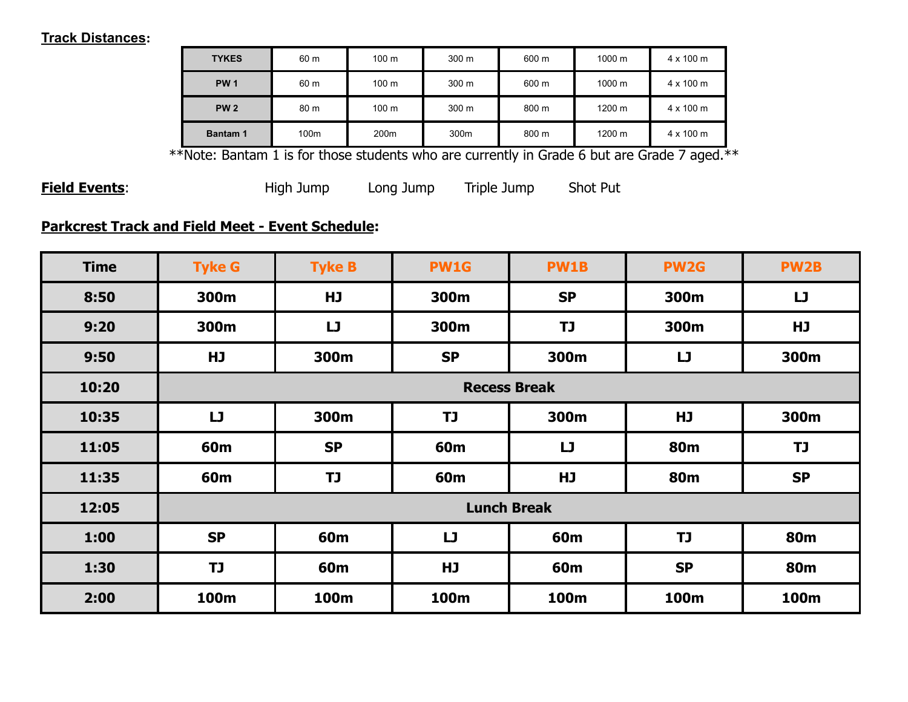**Track Distances**:

| | | | | | | |
|---|---|---|---|---|---|---|
| **TYKES** | 60 m | 100 m | 300 m | 600 m | 1000 m | 4 x 100 m |
| **PW 1** | 60 m | 100 m | 300 m | 600 m | 1000 m | 4 x 100 m |
| **PW 2** | 80 m | 100 m | 300 m | 800 m | 1200 m | 4 x 100 m |
| **Bantam 1** | 100m | 200m | 300m | 800 m | 1200 m | 4 x 100 m |

**Note: Bantam 1 is for those students who are currently in Grade 6 but are Grade 7 aged.**

**Field Events**: High Jump Long Jump Triple Jump Shot Put

**Parkcrest Track and Field Meet - Event Schedule**:

| Time | Tyke G | Tyke B | PW1G | PW1B | PW2G | PW2B |
|---|---|---|---|---|---|---|
| **8:50** | **300m** | **HJ** | **300m** | **SP** | **300m** | **LJ** |
| **9:20** | **300m** | **LJ** | **300m** | **TJ** | **300m** | **HJ** |
| **9:50** | **HJ** | **300m** | **SP** | **300m** | **LJ** | **300m** |
| **10:20** | **Recess Break** | | | | | |
| **10:35** | **LJ** | **300m** | **TJ** | **300m** | **HJ** | **300m** |
| **11:05** | **60m** | **SP** | **60m** | **LJ** | **80m** | **TJ** |
| **11:35** | **60m** | **TJ** | **60m** | **HJ** | **80m** | **SP** |
| **12:05** | **Lunch Break** | | | | | |
| **1:00** | **SP** | **60m** | **LJ** | **60m** | **TJ** | **80m** |
| **1:30** | **TJ** | **60m** | **HJ** | **60m** | **SP** | **80m** |
| **2:00** | **100m** | **100m** | **100m** | **100m** | **100m** | **100m** |